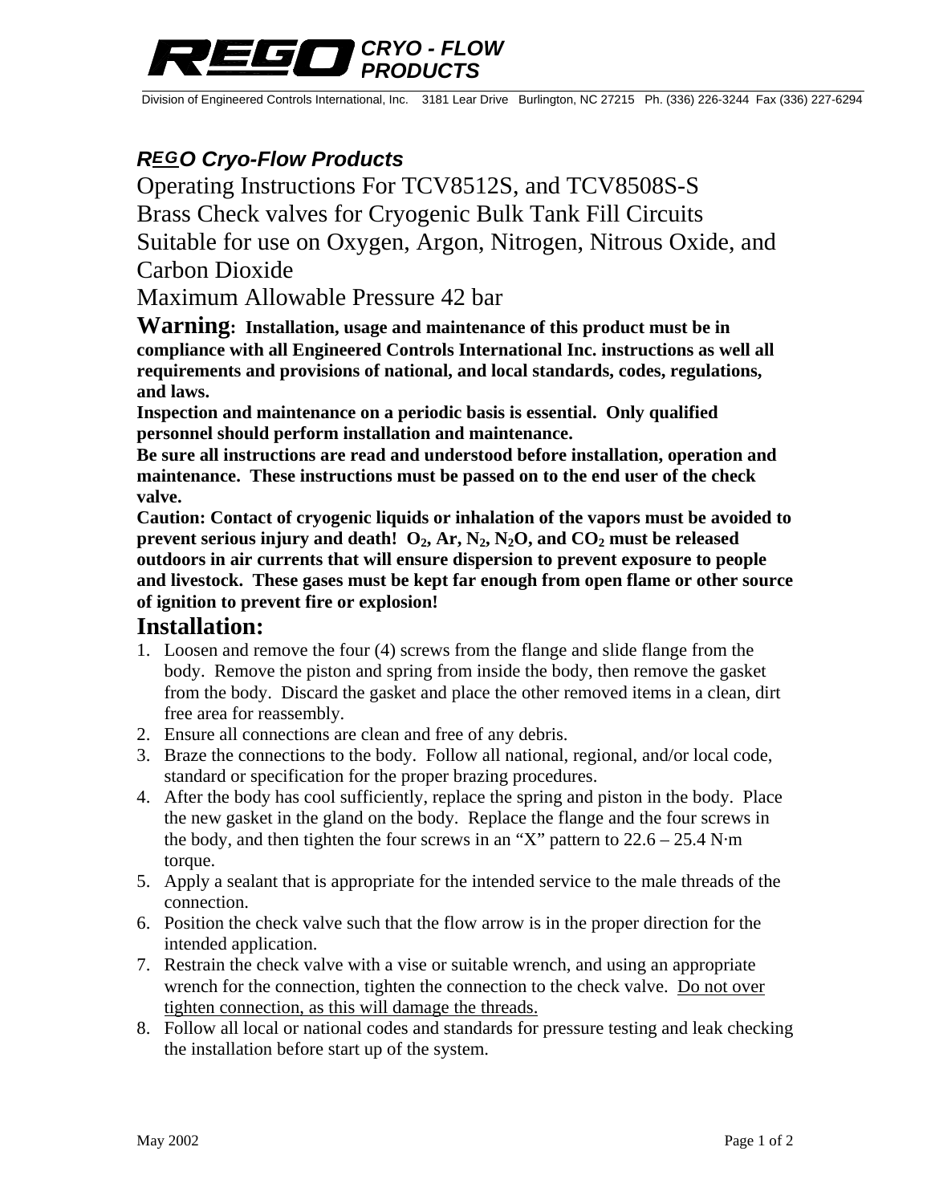**REGO** *CRYO - FLOW PRODUCTS*

Division of Engineered Controls International, Inc. 3181 Lear Drive Burlington, NC 27215 Ph. (336) 226-3244 Fax (336) 227-6294

***REGO Cryo-Flow Products***

# Operating Instructions For TCV8512S, and TCV8508S-S Brass Check valves for Cryogenic Bulk Tank Fill Circuits Suitable for use on Oxygen, Argon, Nitrogen, Nitrous Oxide, and Carbon Dioxide Maximum Allowable Pressure 42 bar

**Warning: Installation, usage and maintenance of this product must be in compliance with all Engineered Controls International Inc. instructions as well all requirements and provisions of national, and local standards, codes, regulations, and laws.**

**Inspection and maintenance on a periodic basis is essential. Only qualified personnel should perform installation and maintenance.**

**Be sure all instructions are read and understood before installation, operation and maintenance. These instructions must be passed on to the end user of the check valve.**

**Caution: Contact of cryogenic liquids or inhalation of the vapors must be avoided to prevent serious injury and death! $O_2$, Ar, $N_2$, $N_2O$, and $CO_2$ must be released outdoors in air currents that will ensure dispersion to prevent exposure to people and livestock. These gases must be kept far enough from open flame or other source of ignition to prevent fire or explosion!**

## Installation:

1. Loosen and remove the four (4) screws from the flange and slide flange from the body. Remove the piston and spring from inside the body, then remove the gasket from the body. Discard the gasket and place the other removed items in a clean, dirt free area for reassembly.
2. Ensure all connections are clean and free of any debris.
3. Braze the connections to the body. Follow all national, regional, and/or local code, standard or specification for the proper brazing procedures.
4. After the body has cool sufficiently, replace the spring and piston in the body. Place the new gasket in the gland on the body. Replace the flange and the four screws in the body, and then tighten the four screws in an "X" pattern to 22.6 – 25.4 N·m torque.
5. Apply a sealant that is appropriate for the intended service to the male threads of the connection.
6. Position the check valve such that the flow arrow is in the proper direction for the intended application.
7. Restrain the check valve with a vise or suitable wrench, and using an appropriate wrench for the connection, tighten the connection to the check valve. <u>Do not over tighten connection, as this will damage the threads.</u>
8. Follow all local or national codes and standards for pressure testing and leak checking the installation before start up of the system.

May 2002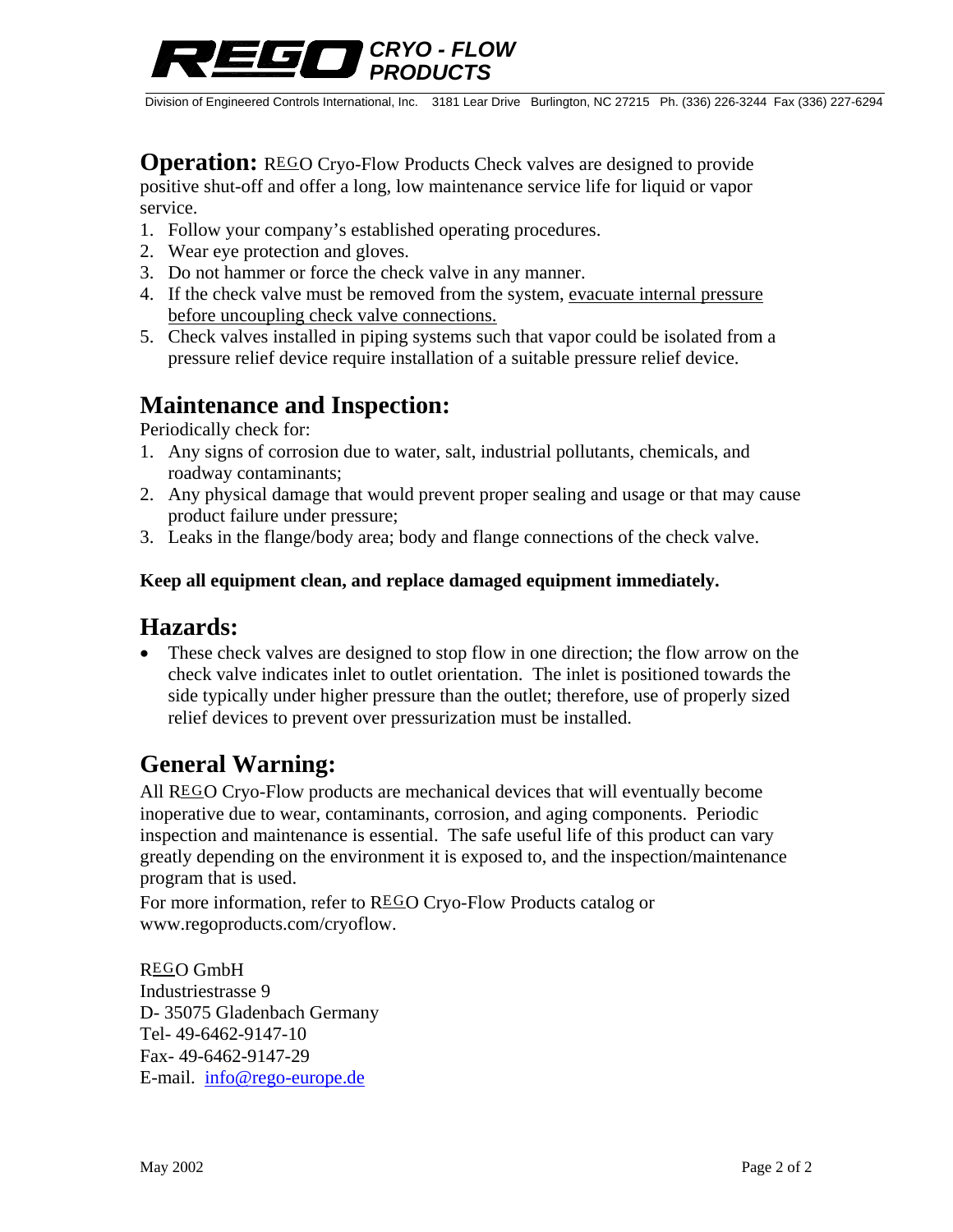**Operation:** REGO Cryo-Flow Products Check valves are designed to provide positive shut-off and offer a long, low maintenance service life for liquid or vapor service.

1. Follow your company's established operating procedures.
2. Wear eye protection and gloves.
3. Do not hammer or force the check valve in any manner.
4. If the check valve must be removed from the system, evacuate internal pressure before uncoupling check valve connections.
5. Check valves installed in piping systems such that vapor could be isolated from a pressure relief device require installation of a suitable pressure relief device.

## Maintenance and Inspection:

Periodically check for:

1. Any signs of corrosion due to water, salt, industrial pollutants, chemicals, and roadway contaminants;
2. Any physical damage that would prevent proper sealing and usage or that may cause product failure under pressure;
3. Leaks in the flange/body area; body and flange connections of the check valve.

**Keep all equipment clean, and replace damaged equipment immediately.**

## Hazards:

- These check valves are designed to stop flow in one direction; the flow arrow on the check valve indicates inlet to outlet orientation. The inlet is positioned towards the side typically under higher pressure than the outlet; therefore, use of properly sized relief devices to prevent over pressurization must be installed.

## General Warning:

All REGO Cryo-Flow products are mechanical devices that will eventually become inoperative due to wear, contaminants, corrosion, and aging components. Periodic inspection and maintenance is essential. The safe useful life of this product can vary greatly depending on the environment it is exposed to, and the inspection/maintenance program that is used.

For more information, refer to REGO Cryo-Flow Products catalog or www.regoproducts.com/cryoflow.

REGO GmbH
Industriestrasse 9
D- 35075 Gladenbach Germany
Tel- 49-6462-9147-10
Fax- 49-6462-9147-29
E-mail. info@rego-europe.de

May 2002